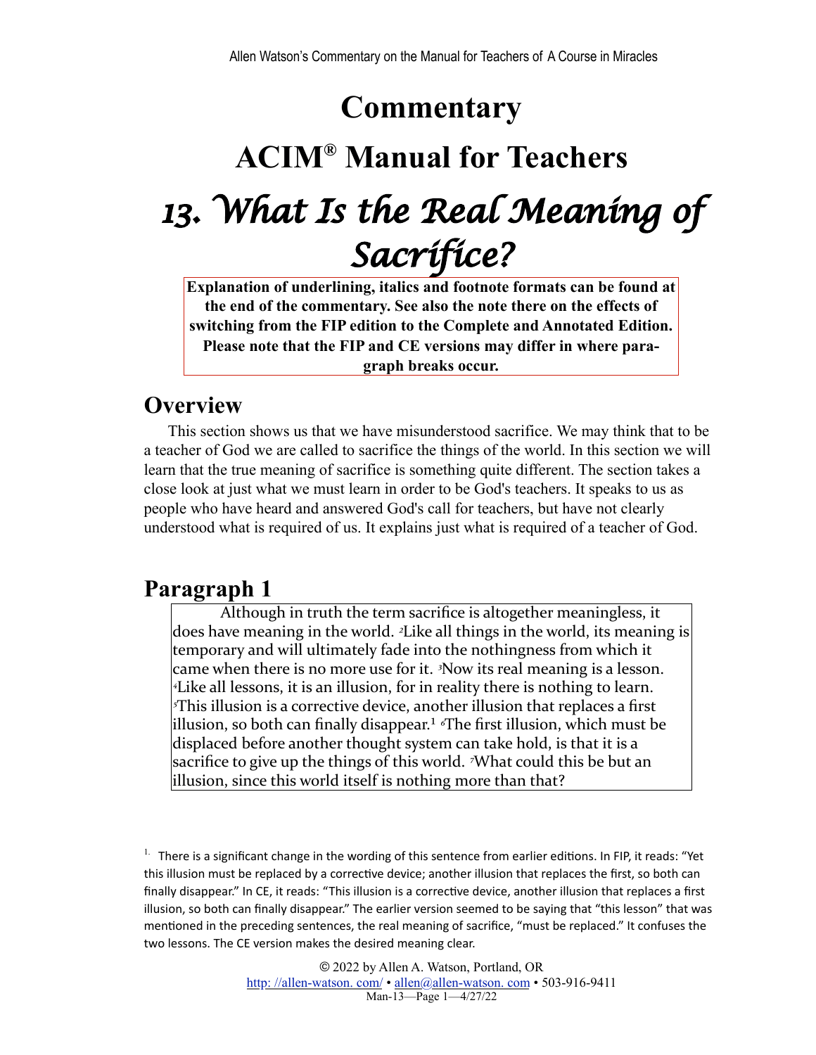# Commentary

# ACIM® Manual for Teachers

# *13. What Is the Real Meaning of Sacrifice?*

**Explanation of underlining, italics and footnote formats can be found at the end of the commentary. See also the note there on the effects of switching from the FIP edition to the Complete and Annotated Edition. Please note that the FIP and CE versions may differ in where paragraph breaks occur.**

## Overview

This section shows us that we have misunderstood sacrifice. We may think that to be a teacher of God we are called to sacrifice the things of the world. In this section we will learn that the true meaning of sacrifice is something quite different. The section takes a close look at just what we must learn in order to be God's teachers. It speaks to us as people who have heard and answered God's call for teachers, but have not clearly understood what is required of us. It explains just what is required of a teacher of God.

## Paragraph 1

> Although in truth the term sacrifice is altogether meaningless, it does have meaning in the world. [2]Like all things in the world, its meaning is temporary and will ultimately fade into the nothingness from which it came when there is no more use for it. [3]Now its real meaning is a lesson. [4]Like all lessons, it is an illusion, for in reality there is nothing to learn. [5]This illusion is a corrective device, another illusion that replaces a first illusion, so both can finally disappear.[1] [6]The first illusion, which must be displaced before another thought system can take hold, is that it is a sacrifice to give up the things of this world. [7]What could this be but an illusion, since this world itself is nothing more than that?

[1] There is a significant change in the wording of this sentence from earlier editions. In FIP, it reads: "Yet this illusion must be replaced by a corrective device; another illusion that replaces the first, so both can finally disappear." In CE, it reads: "This illusion is a corrective device, another illusion that replaces a first illusion, so both can finally disappear." The earlier version seemed to be saying that "this lesson" that was mentioned in the preceding sentences, the real meaning of sacrifice, "must be replaced." It confuses the two lessons. The CE version makes the desired meaning clear.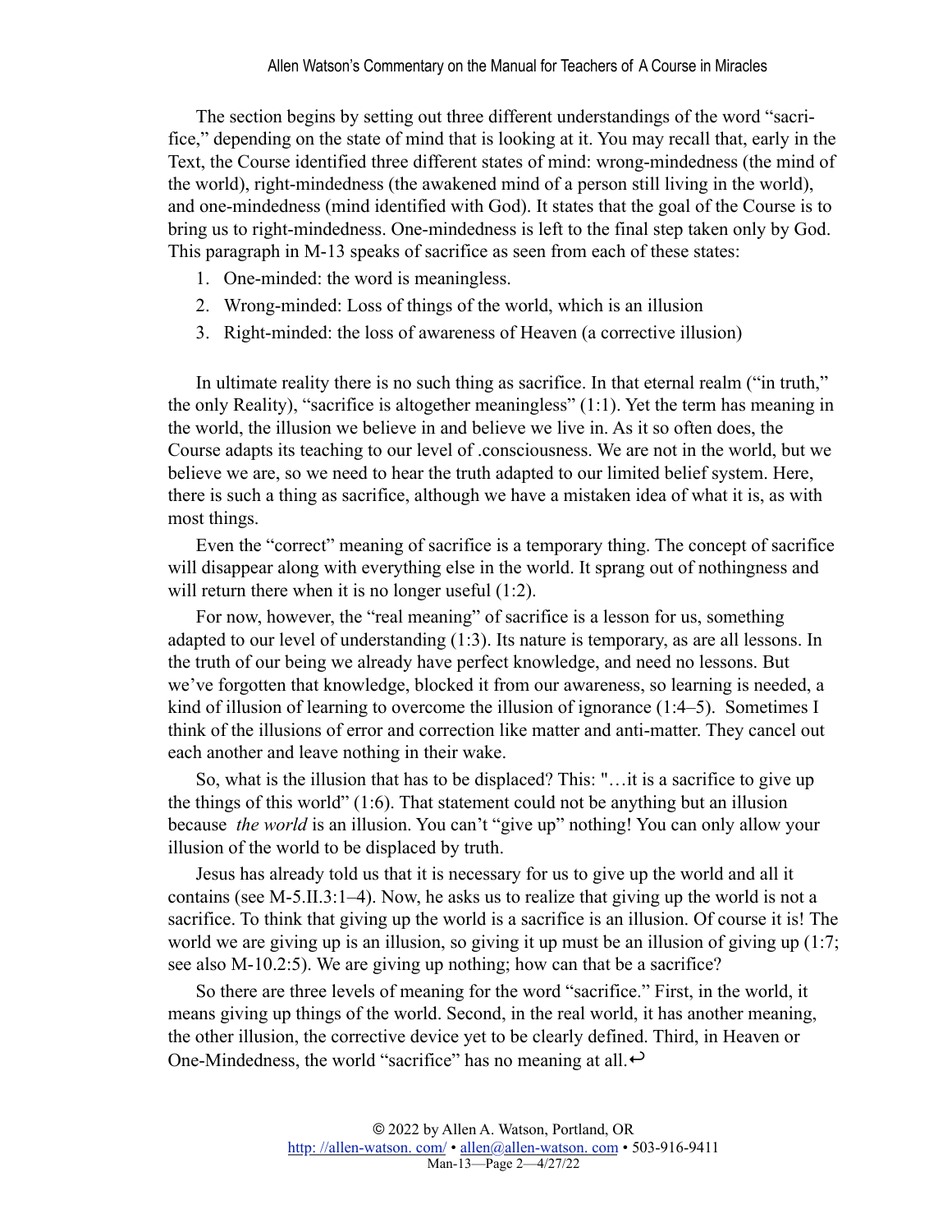The section begins by setting out three different understandings of the word "sacrifice," depending on the state of mind that is looking at it. You may recall that, early in the Text, the Course identified three different states of mind: wrong-mindedness (the mind of the world), right-mindedness (the awakened mind of a person still living in the world), and one-mindedness (mind identified with God). It states that the goal of the Course is to bring us to right-mindedness. One-mindedness is left to the final step taken only by God. This paragraph in M-13 speaks of sacrifice as seen from each of these states:

1. One-minded: the word is meaningless.
2. Wrong-minded: Loss of things of the world, which is an illusion
3. Right-minded: the loss of awareness of Heaven (a corrective illusion)

In ultimate reality there is no such thing as sacrifice. In that eternal realm ("in truth," the only Reality), "sacrifice is altogether meaningless" (1:1). Yet the term has meaning in the world, the illusion we believe in and believe we live in. As it so often does, the Course adapts its teaching to our level of .consciousness. We are not in the world, but we believe we are, so we need to hear the truth adapted to our limited belief system. Here, there is such a thing as sacrifice, although we have a mistaken idea of what it is, as with most things.

Even the "correct" meaning of sacrifice is a temporary thing. The concept of sacrifice will disappear along with everything else in the world. It sprang out of nothingness and will return there when it is no longer useful (1:2).

For now, however, the "real meaning" of sacrifice is a lesson for us, something adapted to our level of understanding (1:3). Its nature is temporary, as are all lessons. In the truth of our being we already have perfect knowledge, and need no lessons. But we've forgotten that knowledge, blocked it from our awareness, so learning is needed, a kind of illusion of learning to overcome the illusion of ignorance (1:4–5). Sometimes I think of the illusions of error and correction like matter and anti-matter. They cancel out each another and leave nothing in their wake.

So, what is the illusion that has to be displaced? This: "…it is a sacrifice to give up the things of this world" (1:6). That statement could not be anything but an illusion because *the world* is an illusion. You can't "give up" nothing! You can only allow your illusion of the world to be displaced by truth.

Jesus has already told us that it is necessary for us to give up the world and all it contains (see M-5.II.3:1–4). Now, he asks us to realize that giving up the world is not a sacrifice. To think that giving up the world is a sacrifice is an illusion. Of course it is! The world we are giving up is an illusion, so giving it up must be an illusion of giving up (1:7; see also M-10.2:5). We are giving up nothing; how can that be a sacrifice?

So there are three levels of meaning for the word "sacrifice." First, in the world, it means giving up things of the world. Second, in the real world, it has another meaning, the other illusion, the corrective device yet to be clearly defined. Third, in Heaven or One-Mindedness, the world "sacrifice" has no meaning at all.↩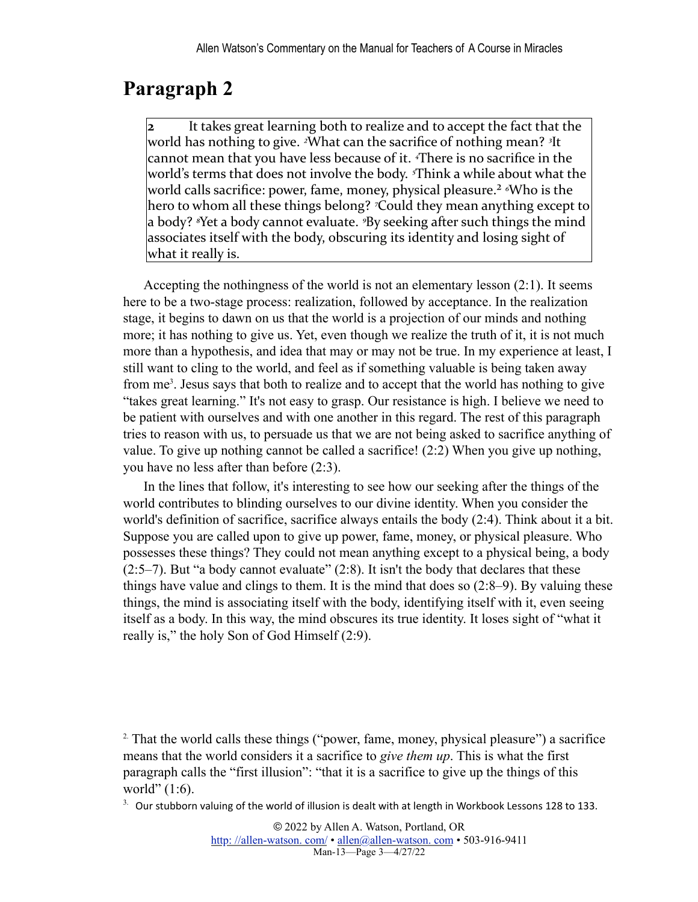## Paragraph 2

> **2** It takes great learning both to realize and to accept the fact that the world has nothing to give. [2]What can the sacrifice of nothing mean? [3]It cannot mean that you have less because of it. [4]There is no sacrifice in the world's terms that does not involve the body. [5]Think a while about what the world calls sacrifice: power, fame, money, physical pleasure.[2] [6]Who is the hero to whom all these things belong? [7]Could they mean anything except to a body? [8]Yet a body cannot evaluate. [9]By seeking after such things the mind associates itself with the body, obscuring its identity and losing sight of what it really is.

Accepting the nothingness of the world is not an elementary lesson (2:1). It seems here to be a two-stage process: realization, followed by acceptance. In the realization stage, it begins to dawn on us that the world is a projection of our minds and nothing more; it has nothing to give us. Yet, even though we realize the truth of it, it is not much more than a hypothesis, and idea that may or may not be true. In my experience at least, I still want to cling to the world, and feel as if something valuable is being taken away from me[3]. Jesus says that both to realize and to accept that the world has nothing to give "takes great learning." It's not easy to grasp. Our resistance is high. I believe we need to be patient with ourselves and with one another in this regard. The rest of this paragraph tries to reason with us, to persuade us that we are not being asked to sacrifice anything of value. To give up nothing cannot be called a sacrifice! (2:2) When you give up nothing, you have no less after than before (2:3).

In the lines that follow, it's interesting to see how our seeking after the things of the world contributes to blinding ourselves to our divine identity. When you consider the world's definition of sacrifice, sacrifice always entails the body (2:4). Think about it a bit. Suppose you are called upon to give up power, fame, money, or physical pleasure. Who possesses these things? They could not mean anything except to a physical being, a body (2:5–7). But "a body cannot evaluate" (2:8). It isn't the body that declares that these things have value and clings to them. It is the mind that does so (2:8–9). By valuing these things, the mind is associating itself with the body, identifying itself with it, even seeing itself as a body. In this way, the mind obscures its true identity. It loses sight of "what it really is," the holy Son of God Himself (2:9).

[2] That the world calls these things ("power, fame, money, physical pleasure") a sacrifice means that the world considers it a sacrifice to *give them up*. This is what the first paragraph calls the "first illusion": "that it is a sacrifice to give up the things of this world" (1:6).

[3] Our stubborn valuing of the world of illusion is dealt with at length in Workbook Lessons 128 to 133.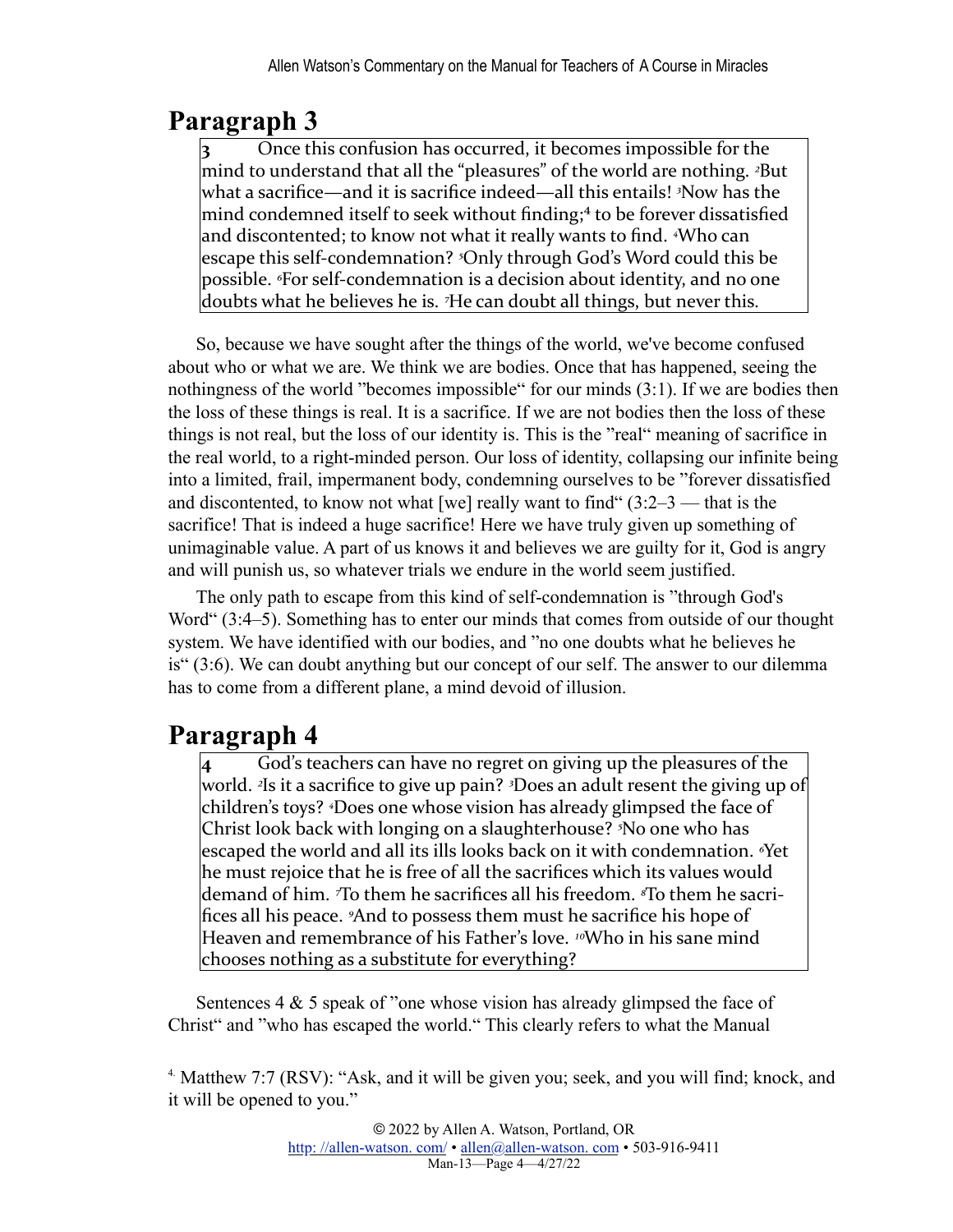## Paragraph 3

> 3 Once this confusion has occurred, it becomes impossible for the mind to understand that all the "pleasures" of the world are nothing. [2]But what a sacrifice—and it is sacrifice indeed—all this entails! [3]Now has the mind condemned itself to seek without finding;[4] to be forever dissatisfied and discontented; to know not what it really wants to find. [4]Who can escape this self-condemnation? [5]Only through God's Word could this be possible. [6]For self-condemnation is a decision about identity, and no one doubts what he believes he is. [7]He can doubt all things, but never this.

So, because we have sought after the things of the world, we've become confused about who or what we are. We think we are bodies. Once that has happened, seeing the nothingness of the world "becomes impossible" for our minds (3:1). If we are bodies then the loss of these things is real. It is a sacrifice. If we are not bodies then the loss of these things is not real, but the loss of our identity is. This is the "real" meaning of sacrifice in the real world, to a right-minded person. Our loss of identity, collapsing our infinite being into a limited, frail, impermanent body, condemning ourselves to be "forever dissatisfied and discontented, to know not what [we] really want to find" (3:2–3 — that is the sacrifice! That is indeed a huge sacrifice! Here we have truly given up something of unimaginable value. A part of us knows it and believes we are guilty for it, God is angry and will punish us, so whatever trials we endure in the world seem justified.

The only path to escape from this kind of self-condemnation is "through God's Word" (3:4–5). Something has to enter our minds that comes from outside of our thought system. We have identified with our bodies, and "no one doubts what he believes he is" (3:6). We can doubt anything but our concept of our self. The answer to our dilemma has to come from a different plane, a mind devoid of illusion.

## Paragraph 4

> 4 God's teachers can have no regret on giving up the pleasures of the world. [2]Is it a sacrifice to give up pain? [3]Does an adult resent the giving up of children's toys? [4]Does one whose vision has already glimpsed the face of Christ look back with longing on a slaughterhouse? [5]No one who has escaped the world and all its ills looks back on it with condemnation. [6]Yet he must rejoice that he is free of all the sacrifices which its values would demand of him. [7]To them he sacrifices all his freedom. [8]To them he sacrifices all his peace. [9]And to possess them must he sacrifice his hope of Heaven and remembrance of his Father's love. [10]Who in his sane mind chooses nothing as a substitute for everything?

Sentences 4 & 5 speak of "one whose vision has already glimpsed the face of Christ" and "who has escaped the world." This clearly refers to what the Manual

[4] Matthew 7:7 (RSV): "Ask, and it will be given you; seek, and you will find; knock, and it will be opened to you."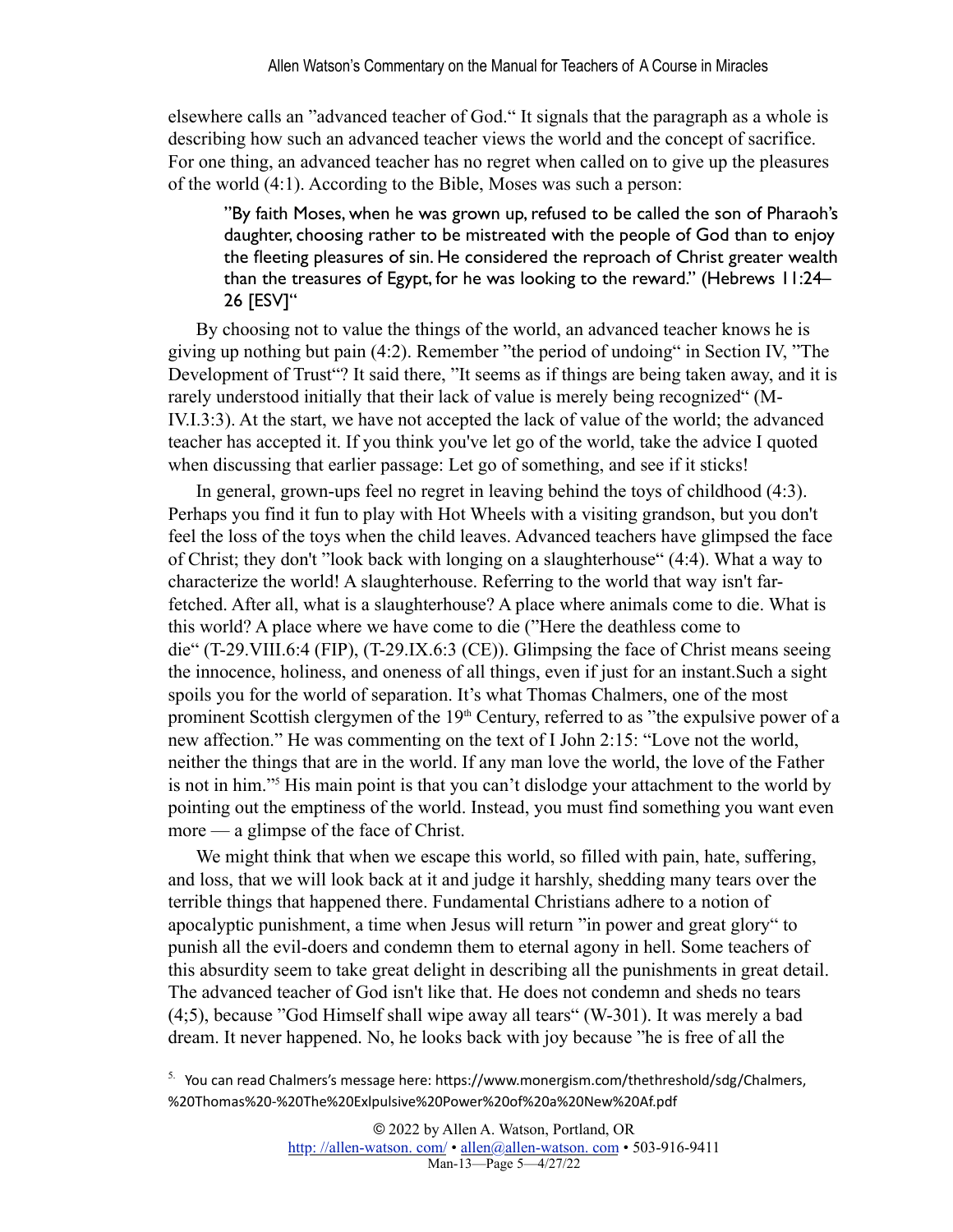elsewhere calls an "advanced teacher of God." It signals that the paragraph as a whole is describing how such an advanced teacher views the world and the concept of sacrifice. For one thing, an advanced teacher has no regret when called on to give up the pleasures of the world (4:1). According to the Bible, Moses was such a person:

> "By faith Moses, when he was grown up, refused to be called the son of Pharaoh's daughter, choosing rather to be mistreated with the people of God than to enjoy the fleeting pleasures of sin. He considered the reproach of Christ greater wealth than the treasures of Egypt, for he was looking to the reward." (Hebrews 11:24–26 [ESV]"

By choosing not to value the things of the world, an advanced teacher knows he is giving up nothing but pain (4:2). Remember "the period of undoing" in Section IV, "The Development of Trust"? It said there, "It seems as if things are being taken away, and it is rarely understood initially that their lack of value is merely being recognized" (M-IV.I.3:3). At the start, we have not accepted the lack of value of the world; the advanced teacher has accepted it. If you think you've let go of the world, take the advice I quoted when discussing that earlier passage: Let go of something, and see if it sticks!

In general, grown-ups feel no regret in leaving behind the toys of childhood (4:3). Perhaps you find it fun to play with Hot Wheels with a visiting grandson, but you don't feel the loss of the toys when the child leaves. Advanced teachers have glimpsed the face of Christ; they don't "look back with longing on a slaughterhouse" (4:4). What a way to characterize the world! A slaughterhouse. Referring to the world that way isn't far-fetched. After all, what is a slaughterhouse? A place where animals come to die. What is this world? A place where we have come to die ("Here the deathless come to die" (T-29.VIII.6:4 (FIP), (T-29.IX.6:3 (CE)). Glimpsing the face of Christ means seeing the innocence, holiness, and oneness of all things, even if just for an instant.Such a sight spoils you for the world of separation. It's what Thomas Chalmers, one of the most prominent Scottish clergymen of the 19th Century, referred to as "the expulsive power of a new affection." He was commenting on the text of I John 2:15: "Love not the world, neither the things that are in the world. If any man love the world, the love of the Father is not in him."[5] His main point is that you can't dislodge your attachment to the world by pointing out the emptiness of the world. Instead, you must find something you want even more — a glimpse of the face of Christ.

We might think that when we escape this world, so filled with pain, hate, suffering, and loss, that we will look back at it and judge it harshly, shedding many tears over the terrible things that happened there. Fundamental Christians adhere to a notion of apocalyptic punishment, a time when Jesus will return "in power and great glory" to punish all the evil-doers and condemn them to eternal agony in hell. Some teachers of this absurdity seem to take great delight in describing all the punishments in great detail. The advanced teacher of God isn't like that. He does not condemn and sheds no tears (4;5), because "God Himself shall wipe away all tears" (W-301). It was merely a bad dream. It never happened. No, he looks back with joy because "he is free of all the

[5] You can read Chalmers's message here: https://www.monergism.com/thethreshold/sdg/Chalmers,%20Thomas%20-%20The%20Exlpulsive%20Power%20of%20a%20New%20Af.pdf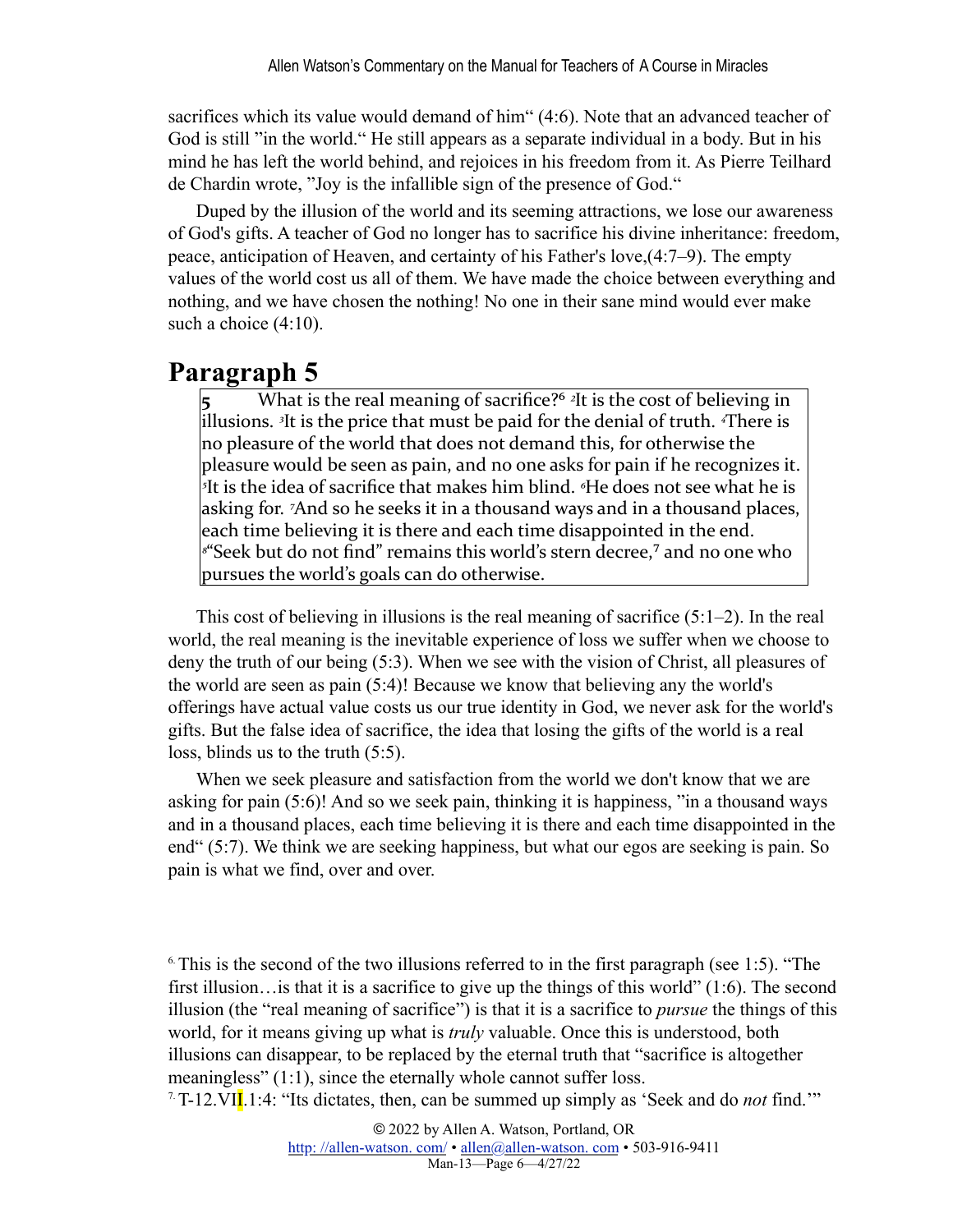sacrifices which its value would demand of him" (4:6). Note that an advanced teacher of God is still "in the world." He still appears as a separate individual in a body. But in his mind he has left the world behind, and rejoices in his freedom from it. As Pierre Teilhard de Chardin wrote, "Joy is the infallible sign of the presence of God."

Duped by the illusion of the world and its seeming attractions, we lose our awareness of God's gifts. A teacher of God no longer has to sacrifice his divine inheritance: freedom, peace, anticipation of Heaven, and certainty of his Father's love,(4:7–9). The empty values of the world cost us all of them. We have made the choice between everything and nothing, and we have chosen the nothing! No one in their sane mind would ever make such a choice (4:10).

## Paragraph 5

> **5** What is the real meaning of sacrifice?[6] [2]It is the cost of believing in illusions. [3]It is the price that must be paid for the denial of truth. [4]There is no pleasure of the world that does not demand this, for otherwise the pleasure would be seen as pain, and no one asks for pain if he recognizes it. [5]It is the idea of sacrifice that makes him blind. [6]He does not see what he is asking for. [7]And so he seeks it in a thousand ways and in a thousand places, each time believing it is there and each time disappointed in the end. [8]"Seek but do not find" remains this world's stern decree,[7] and no one who pursues the world's goals can do otherwise.

This cost of believing in illusions is the real meaning of sacrifice (5:1–2). In the real world, the real meaning is the inevitable experience of loss we suffer when we choose to deny the truth of our being (5:3). When we see with the vision of Christ, all pleasures of the world are seen as pain (5:4)! Because we know that believing any the world's offerings have actual value costs us our true identity in God, we never ask for the world's gifts. But the false idea of sacrifice, the idea that losing the gifts of the world is a real loss, blinds us to the truth (5:5).

When we seek pleasure and satisfaction from the world we don't know that we are asking for pain (5:6)! And so we seek pain, thinking it is happiness, "in a thousand ways and in a thousand places, each time believing it is there and each time disappointed in the end" (5:7). We think we are seeking happiness, but what our egos are seeking is pain. So pain is what we find, over and over.

[6] This is the second of the two illusions referred to in the first paragraph (see 1:5). "The first illusion…is that it is a sacrifice to give up the things of this world" (1:6). The second illusion (the "real meaning of sacrifice") is that it is a sacrifice to *pursue* the things of this world, for it means giving up what is *truly* valuable. Once this is understood, both illusions can disappear, to be replaced by the eternal truth that "sacrifice is altogether meaningless" (1:1), since the eternally whole cannot suffer loss.

[7] T-12.VII.1:4: "Its dictates, then, can be summed up simply as 'Seek and do *not* find.'"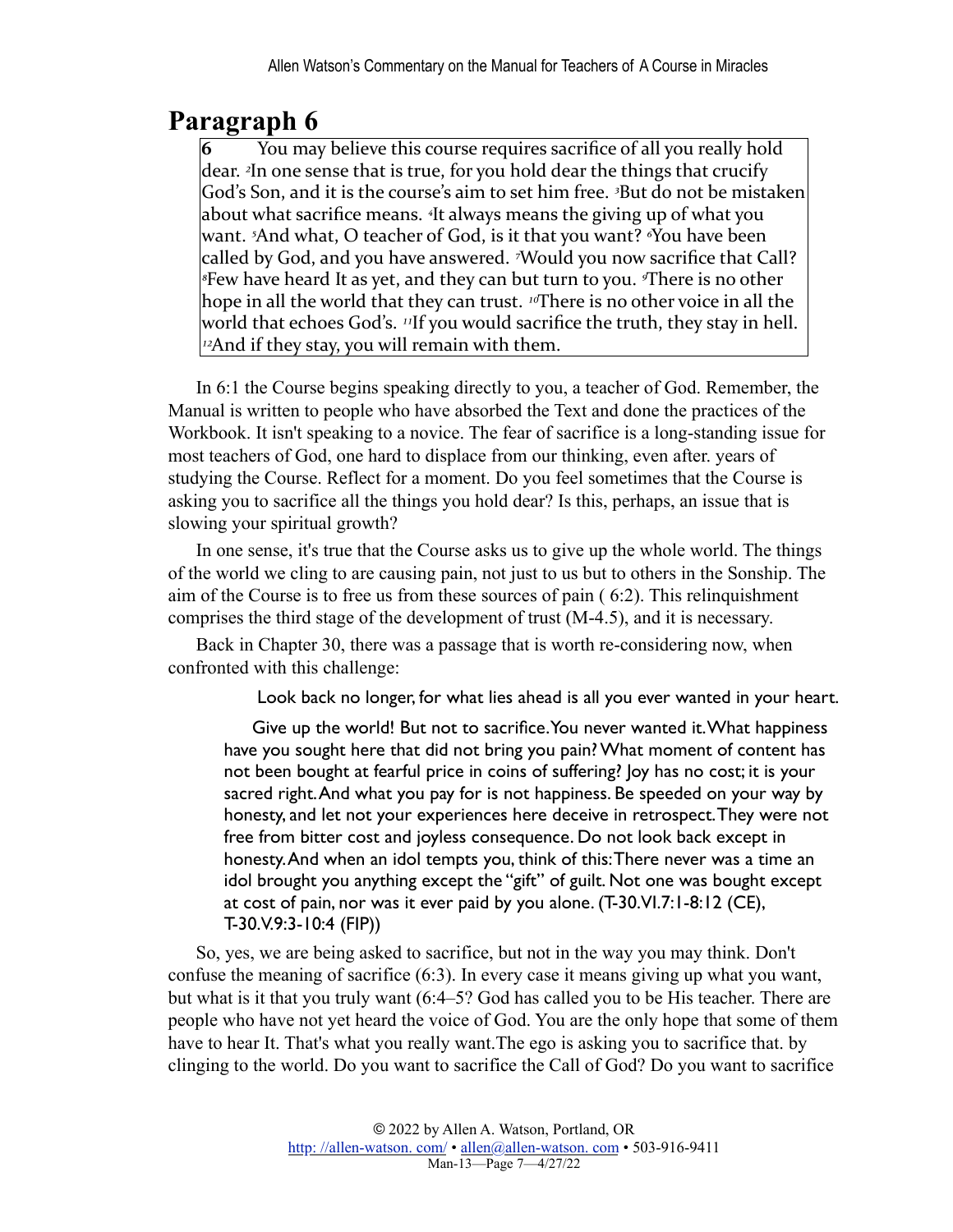## Paragraph 6

> **6** You may believe this course requires sacrifice of all you really hold dear. [2]In one sense that is true, for you hold dear the things that crucify God's Son, and it is the course's aim to set him free. [3]But do not be mistaken about what sacrifice means. [4]It always means the giving up of what you want. [5]And what, O teacher of God, is it that you want? [6]You have been called by God, and you have answered. [7]Would you now sacrifice that Call? [8]Few have heard It as yet, and they can but turn to you. [9]There is no other hope in all the world that they can trust. [10]There is no other voice in all the world that echoes God's. [11]If you would sacrifice the truth, they stay in hell. [12]And if they stay, you will remain with them.

In 6:1 the Course begins speaking directly to you, a teacher of God. Remember, the Manual is written to people who have absorbed the Text and done the practices of the Workbook. It isn't speaking to a novice. The fear of sacrifice is a long-standing issue for most teachers of God, one hard to displace from our thinking, even after. years of studying the Course. Reflect for a moment. Do you feel sometimes that the Course is asking you to sacrifice all the things you hold dear? Is this, perhaps, an issue that is slowing your spiritual growth?

In one sense, it's true that the Course asks us to give up the whole world. The things of the world we cling to are causing pain, not just to us but to others in the Sonship. The aim of the Course is to free us from these sources of pain ( 6:2). This relinquishment comprises the third stage of the development of trust (M-4.5), and it is necessary.

Back in Chapter 30, there was a passage that is worth re-considering now, when confronted with this challenge:

> Look back no longer, for what lies ahead is all you ever wanted in your heart.
>
> Give up the world! But not to sacrifice. You never wanted it. What happiness have you sought here that did not bring you pain? What moment of content has not been bought at fearful price in coins of suffering? Joy has no cost; it is your sacred right. And what you pay for is not happiness. Be speeded on your way by honesty, and let not your experiences here deceive in retrospect. They were not free from bitter cost and joyless consequence. Do not look back except in honesty. And when an idol tempts you, think of this: There never was a time an idol brought you anything except the "gift" of guilt. Not one was bought except at cost of pain, nor was it ever paid by you alone. (T-30.VI.7:1-8:12 (CE), T-30.V.9:3-10:4 (FIP))

So, yes, we are being asked to sacrifice, but not in the way you may think. Don't confuse the meaning of sacrifice (6:3). In every case it means giving up what you want, but what is it that you truly want (6:4–5? God has called you to be His teacher. There are people who have not yet heard the voice of God. You are the only hope that some of them have to hear It. That's what you really want.The ego is asking you to sacrifice that. by clinging to the world. Do you want to sacrifice the Call of God? Do you want to sacrifice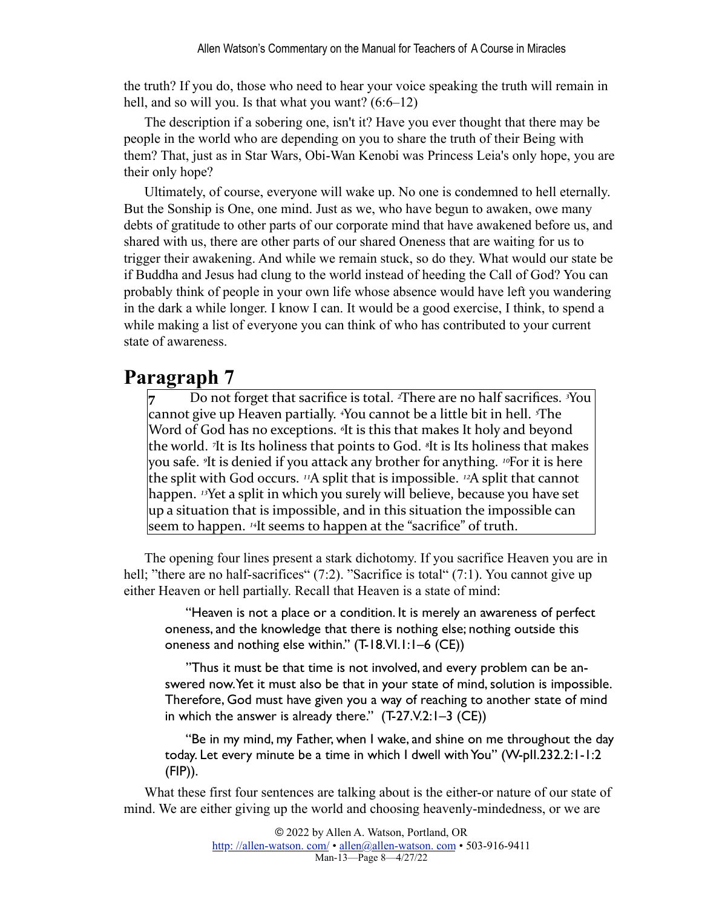the truth? If you do, those who need to hear your voice speaking the truth will remain in hell, and so will you. Is that what you want? (6:6–12)

The description if a sobering one, isn't it? Have you ever thought that there may be people in the world who are depending on you to share the truth of their Being with them? That, just as in Star Wars, Obi-Wan Kenobi was Princess Leia's only hope, you are their only hope?

Ultimately, of course, everyone will wake up. No one is condemned to hell eternally. But the Sonship is One, one mind. Just as we, who have begun to awaken, owe many debts of gratitude to other parts of our corporate mind that have awakened before us, and shared with us, there are other parts of our shared Oneness that are waiting for us to trigger their awakening. And while we remain stuck, so do they. What would our state be if Buddha and Jesus had clung to the world instead of heeding the Call of God? You can probably think of people in your own life whose absence would have left you wandering in the dark a while longer. I know I can. It would be a good exercise, I think, to spend a while making a list of everyone you can think of who has contributed to your current state of awareness.

## Paragraph 7

> **7** Do not forget that sacrifice is total. [2]There are no half sacrifices. [3]You cannot give up Heaven partially. [4]You cannot be a little bit in hell. [5]The Word of God has no exceptions. [6]It is this that makes It holy and beyond the world. [7]It is Its holiness that points to God. [8]It is Its holiness that makes you safe. [9]It is denied if you attack any brother for anything. [10]For it is here the split with God occurs. [11]A split that is impossible. [12]A split that cannot happen. [13]Yet a split in which you surely will believe, because you have set up a situation that is impossible, and in this situation the impossible can seem to happen. [14]It seems to happen at the "sacrifice" of truth.

The opening four lines present a stark dichotomy. If you sacrifice Heaven you are in hell; "there are no half-sacrifices" (7:2). "Sacrifice is total" (7:1). You cannot give up either Heaven or hell partially. Recall that Heaven is a state of mind:

> "Heaven is not a place or a condition. It is merely an awareness of perfect oneness, and the knowledge that there is nothing else; nothing outside this oneness and nothing else within." (T-18.VI.1:1–6 (CE))

> "Thus it must be that time is not involved, and every problem can be answered now. Yet it must also be that in your state of mind, solution is impossible. Therefore, God must have given you a way of reaching to another state of mind in which the answer is already there." (T-27.V.2:1–3 (CE))

> "Be in my mind, my Father, when I wake, and shine on me throughout the day today. Let every minute be a time in which I dwell with You" (W-pII.232.2:1-1:2 (FIP)).

What these first four sentences are talking about is the either-or nature of our state of mind. We are either giving up the world and choosing heavenly-mindedness, or we are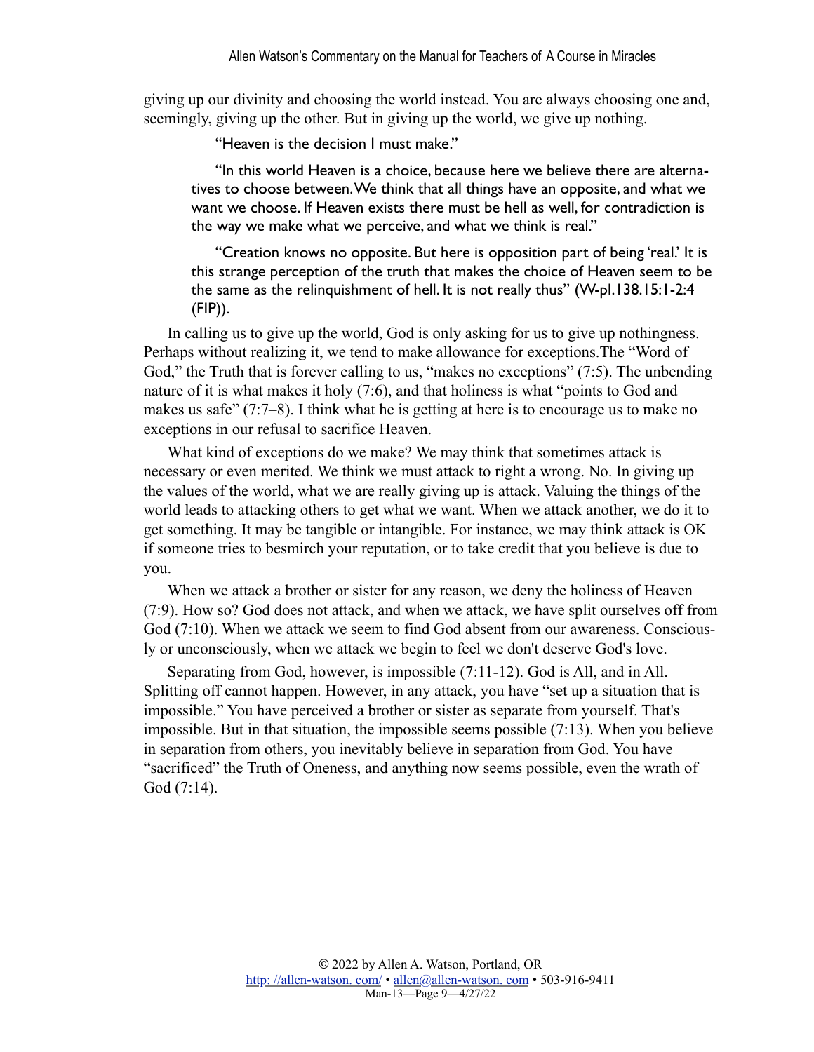giving up our divinity and choosing the world instead. You are always choosing one and, seemingly, giving up the other. But in giving up the world, we give up nothing.

> "Heaven is the decision I must make."
>
> "In this world Heaven is a choice, because here we believe there are alternatives to choose between. We think that all things have an opposite, and what we want we choose. If Heaven exists there must be hell as well, for contradiction is the way we make what we perceive, and what we think is real."
>
> "Creation knows no opposite. But here is opposition part of being 'real.' It is this strange perception of the truth that makes the choice of Heaven seem to be the same as the relinquishment of hell. It is not really thus" (W-pI.138.15:1-2:4 (FIP)).

In calling us to give up the world, God is only asking for us to give up nothingness. Perhaps without realizing it, we tend to make allowance for exceptions.The "Word of God," the Truth that is forever calling to us, "makes no exceptions" (7:5). The unbending nature of it is what makes it holy (7:6), and that holiness is what "points to God and makes us safe" (7:7–8). I think what he is getting at here is to encourage us to make no exceptions in our refusal to sacrifice Heaven.

What kind of exceptions do we make? We may think that sometimes attack is necessary or even merited. We think we must attack to right a wrong. No. In giving up the values of the world, what we are really giving up is attack. Valuing the things of the world leads to attacking others to get what we want. When we attack another, we do it to get something. It may be tangible or intangible. For instance, we may think attack is OK if someone tries to besmirch your reputation, or to take credit that you believe is due to you.

When we attack a brother or sister for any reason, we deny the holiness of Heaven (7:9). How so? God does not attack, and when we attack, we have split ourselves off from God (7:10). When we attack we seem to find God absent from our awareness. Consciously or unconsciously, when we attack we begin to feel we don't deserve God's love.

Separating from God, however, is impossible (7:11-12). God is All, and in All. Splitting off cannot happen. However, in any attack, you have "set up a situation that is impossible." You have perceived a brother or sister as separate from yourself. That's impossible. But in that situation, the impossible seems possible (7:13). When you believe in separation from others, you inevitably believe in separation from God. You have "sacrificed" the Truth of Oneness, and anything now seems possible, even the wrath of God (7:14).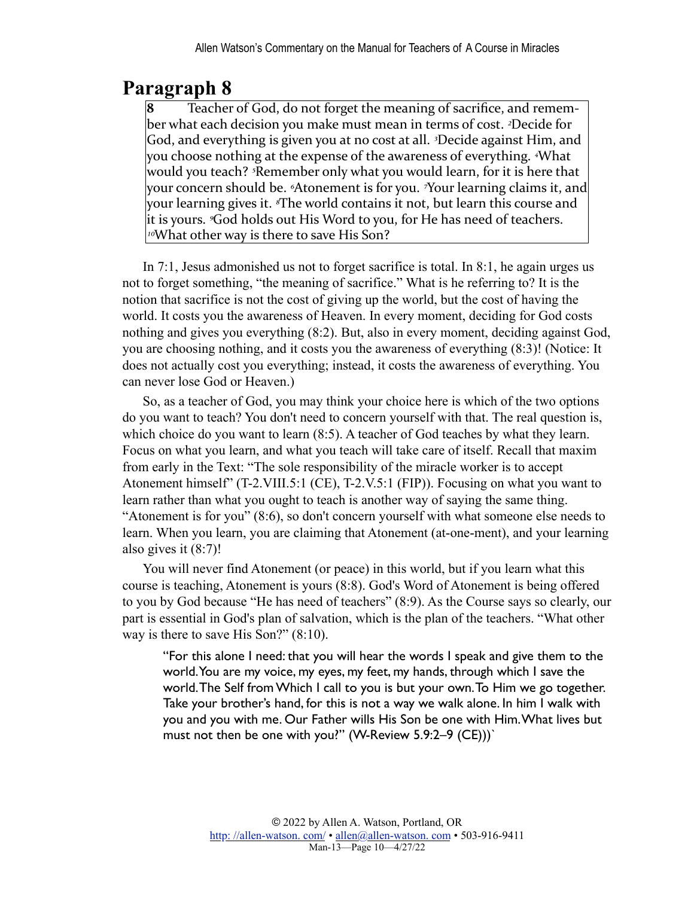## Paragraph 8

> **8** Teacher of God, do not forget the meaning of sacrifice, and remember what each decision you make must mean in terms of cost. [2]Decide for God, and everything is given you at no cost at all. [3]Decide against Him, and you choose nothing at the expense of the awareness of everything. [4]What would you teach? [5]Remember only what you would learn, for it is here that your concern should be. [6]Atonement is for you. [7]Your learning claims it, and your learning gives it. [8]The world contains it not, but learn this course and it is yours. [9]God holds out His Word to you, for He has need of teachers. [10]What other way is there to save His Son?

In 7:1, Jesus admonished us not to forget sacrifice is total. In 8:1, he again urges us not to forget something, "the meaning of sacrifice." What is he referring to? It is the notion that sacrifice is not the cost of giving up the world, but the cost of having the world. It costs you the awareness of Heaven. In every moment, deciding for God costs nothing and gives you everything (8:2). But, also in every moment, deciding against God, you are choosing nothing, and it costs you the awareness of everything (8:3)! (Notice: It does not actually cost you everything; instead, it costs the awareness of everything. You can never lose God or Heaven.)

So, as a teacher of God, you may think your choice here is which of the two options do you want to teach? You don't need to concern yourself with that. The real question is, which choice do you want to learn (8:5). A teacher of God teaches by what they learn. Focus on what you learn, and what you teach will take care of itself. Recall that maxim from early in the Text: "The sole responsibility of the miracle worker is to accept Atonement himself" (T-2.VIII.5:1 (CE), T-2.V.5:1 (FIP)). Focusing on what you want to learn rather than what you ought to teach is another way of saying the same thing. "Atonement is for you" (8:6), so don't concern yourself with what someone else needs to learn. When you learn, you are claiming that Atonement (at-one-ment), and your learning also gives it (8:7)!

You will never find Atonement (or peace) in this world, but if you learn what this course is teaching, Atonement is yours (8:8). God's Word of Atonement is being offered to you by God because "He has need of teachers" (8:9). As the Course says so clearly, our part is essential in God's plan of salvation, which is the plan of the teachers. "What other way is there to save His Son?" (8:10).

> "For this alone I need: that you will hear the words I speak and give them to the world. You are my voice, my eyes, my feet, my hands, through which I save the world. The Self from Which I call to you is but your own. To Him we go together. Take your brother's hand, for this is not a way we walk alone. In him I walk with you and you with me. Our Father wills His Son be one with Him. What lives but must not then be one with you?" (W-Review 5.9:2–9 (CE)))`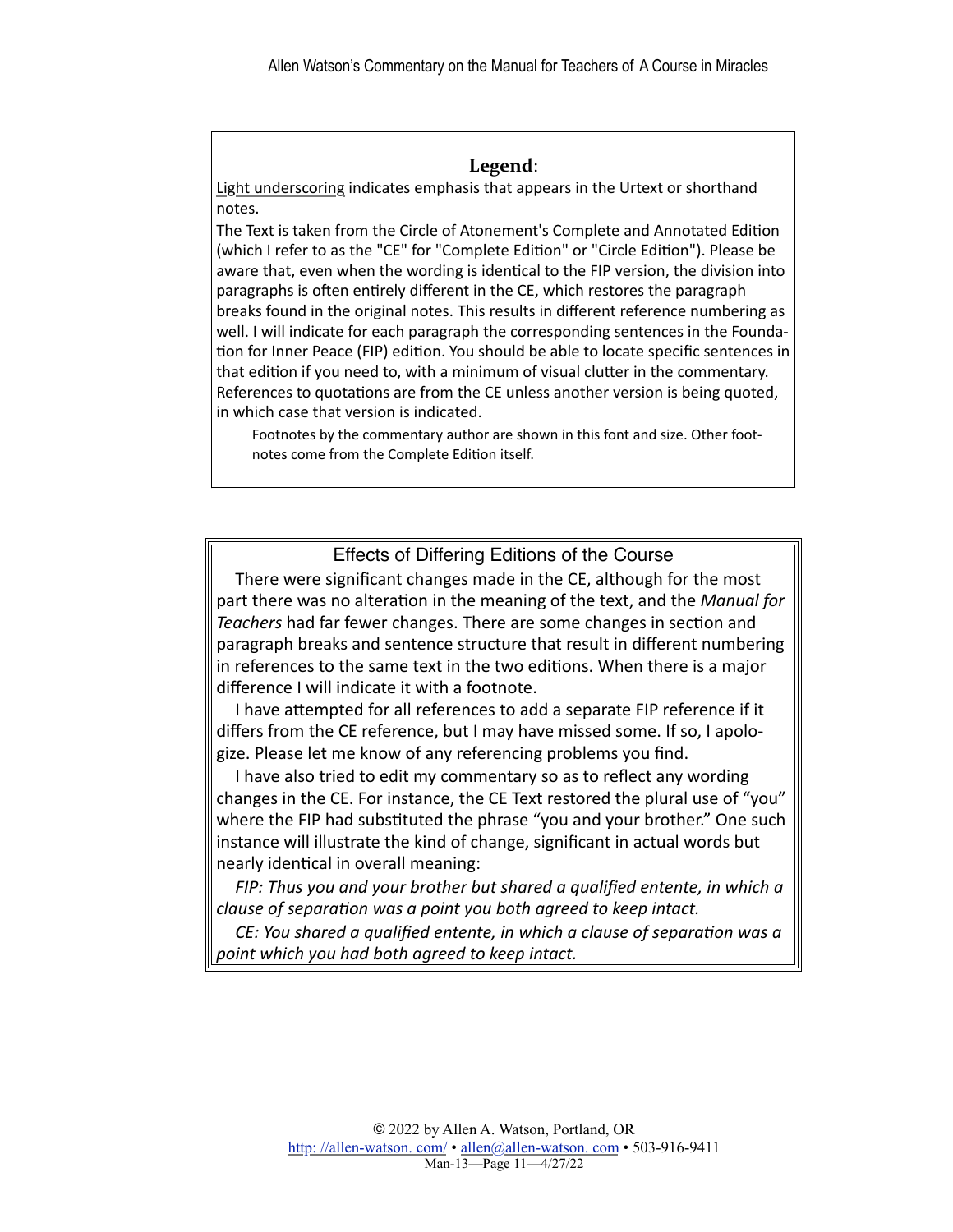## Legend:

Light underscoring indicates emphasis that appears in the Urtext or shorthand notes.

The Text is taken from the Circle of Atonement's Complete and Annotated Edition (which I refer to as the "CE" for "Complete Edition" or "Circle Edition"). Please be aware that, even when the wording is identical to the FIP version, the division into paragraphs is often entirely different in the CE, which restores the paragraph breaks found in the original notes. This results in different reference numbering as well. I will indicate for each paragraph the corresponding sentences in the Foundation for Inner Peace (FIP) edition. You should be able to locate specific sentences in that edition if you need to, with a minimum of visual clutter in the commentary. References to quotations are from the CE unless another version is being quoted, in which case that version is indicated.

Footnotes by the commentary author are shown in this font and size. Other footnotes come from the Complete Edition itself.

## Effects of Differing Editions of the Course

There were significant changes made in the CE, although for the most part there was no alteration in the meaning of the text, and the *Manual for Teachers* had far fewer changes. There are some changes in section and paragraph breaks and sentence structure that result in different numbering in references to the same text in the two editions. When there is a major difference I will indicate it with a footnote.

I have attempted for all references to add a separate FIP reference if it differs from the CE reference, but I may have missed some. If so, I apologize. Please let me know of any referencing problems you find.

I have also tried to edit my commentary so as to reflect any wording changes in the CE. For instance, the CE Text restored the plural use of "you" where the FIP had substituted the phrase "you and your brother." One such instance will illustrate the kind of change, significant in actual words but nearly identical in overall meaning:

*FIP: Thus you and your brother but shared a qualified entente, in which a clause of separation was a point you both agreed to keep intact.*

*CE: You shared a qualified entente, in which a clause of separation was a point which you had both agreed to keep intact.*